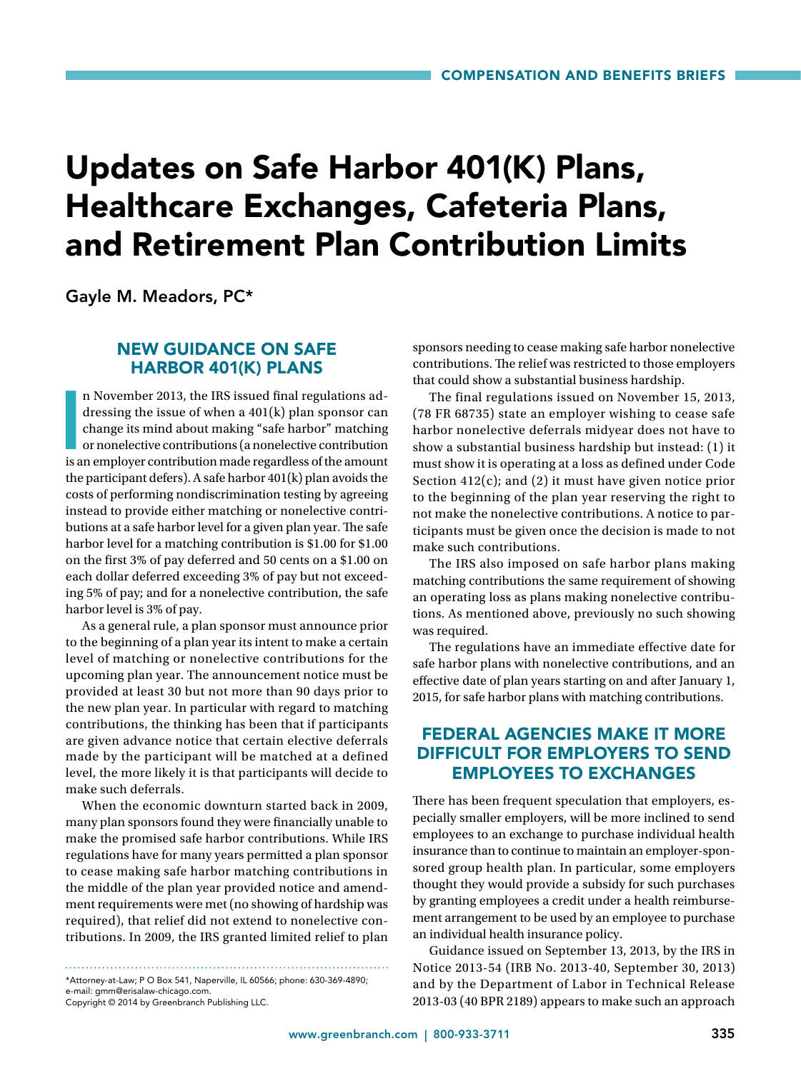# Updates on Safe Harbor 401(K) Plans, Healthcare Exchanges, Cafeteria Plans, and Retirement Plan Contribution Limits

Gayle M. Meadors, PC*

## NEW GUIDANCE ON SAFE HARBOR 401(K) PLANS

In November 2013, the IRS issued final regulations addressing the issue of when a 401(k) plan sponsor can change its mind about making "safe harbor" matching or nonelective contributions (a nonelective contribution is an employer contribution made regardless of the amount the participant defers). A safe harbor 401(k) plan avoids the costs of performing nondiscrimination testing by agreeing instead to provide either matching or nonelective contributions at a safe harbor level for a given plan year. The safe harbor level for a matching contribution is $1.00 for $1.00 on the first 3% of pay deferred and 50 cents on a $1.00 on each dollar deferred exceeding 3% of pay but not exceeding 5% of pay; and for a nonelective contribution, the safe harbor level is 3% of pay.

As a general rule, a plan sponsor must announce prior to the beginning of a plan year its intent to make a certain level of matching or nonelective contributions for the upcoming plan year. The announcement notice must be provided at least 30 but not more than 90 days prior to the new plan year. In particular with regard to matching contributions, the thinking has been that if participants are given advance notice that certain elective deferrals made by the participant will be matched at a defined level, the more likely it is that participants will decide to make such deferrals.

When the economic downturn started back in 2009, many plan sponsors found they were financially unable to make the promised safe harbor contributions. While IRS regulations have for many years permitted a plan sponsor to cease making safe harbor matching contributions in the middle of the plan year provided notice and amendment requirements were met (no showing of hardship was required), that relief did not extend to nonelective contributions. In 2009, the IRS granted limited relief to plan sponsors needing to cease making safe harbor nonelective contributions. The relief was restricted to those employers that could show a substantial business hardship.

The final regulations issued on November 15, 2013, (78 FR 68735) state an employer wishing to cease safe harbor nonelective deferrals midyear does not have to show a substantial business hardship but instead: (1) it must show it is operating at a loss as defined under Code Section 412(c); and (2) it must have given notice prior to the beginning of the plan year reserving the right to not make the nonelective contributions. A notice to participants must be given once the decision is made to not make such contributions.

The IRS also imposed on safe harbor plans making matching contributions the same requirement of showing an operating loss as plans making nonelective contributions. As mentioned above, previously no such showing was required.

The regulations have an immediate effective date for safe harbor plans with nonelective contributions, and an effective date of plan years starting on and after January 1, 2015, for safe harbor plans with matching contributions.

## FEDERAL AGENCIES MAKE IT MORE DIFFICULT FOR EMPLOYERS TO SEND EMPLOYEES TO EXCHANGES

There has been frequent speculation that employers, especially smaller employers, will be more inclined to send employees to an exchange to purchase individual health insurance than to continue to maintain an employer-sponsored group health plan. In particular, some employers thought they would provide a subsidy for such purchases by granting employees a credit under a health reimbursement arrangement to be used by an employee to purchase an individual health insurance policy.

Guidance issued on September 13, 2013, by the IRS in Notice 2013-54 (IRB No. 2013-40, September 30, 2013) and by the Department of Labor in Technical Release 2013-03 (40 BPR 2189) appears to make such an approach

---

*Attorney-at-Law; P O Box 541, Naperville, IL 60566; phone: 630-369-4890; e-mail: gmm@erisalaw-chicago.com.
Copyright © 2014 by Greenbranch Publishing LLC.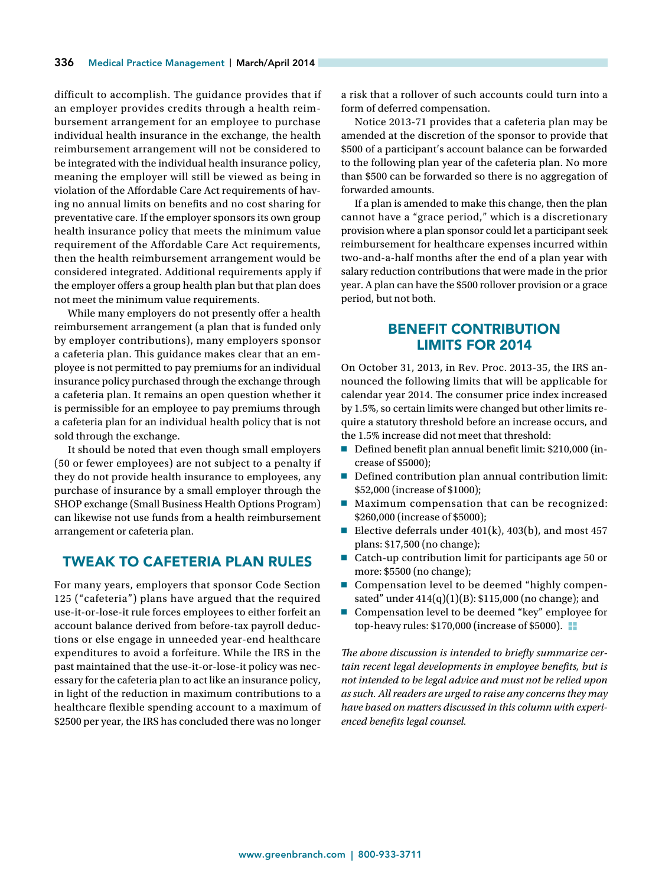difficult to accomplish. The guidance provides that if an employer provides credits through a health reimbursement arrangement for an employee to purchase individual health insurance in the exchange, the health reimbursement arrangement will not be considered to be integrated with the individual health insurance policy, meaning the employer will still be viewed as being in violation of the Affordable Care Act requirements of having no annual limits on benefits and no cost sharing for preventative care. If the employer sponsors its own group health insurance policy that meets the minimum value requirement of the Affordable Care Act requirements, then the health reimbursement arrangement would be considered integrated. Additional requirements apply if the employer offers a group health plan but that plan does not meet the minimum value requirements.

While many employers do not presently offer a health reimbursement arrangement (a plan that is funded only by employer contributions), many employers sponsor a cafeteria plan. This guidance makes clear that an employee is not permitted to pay premiums for an individual insurance policy purchased through the exchange through a cafeteria plan. It remains an open question whether it is permissible for an employee to pay premiums through a cafeteria plan for an individual health policy that is not sold through the exchange.

It should be noted that even though small employers (50 or fewer employees) are not subject to a penalty if they do not provide health insurance to employees, any purchase of insurance by a small employer through the SHOP exchange (Small Business Health Options Program) can likewise not use funds from a health reimbursement arrangement or cafeteria plan.

## TWEAK TO CAFETERIA PLAN RULES

For many years, employers that sponsor Code Section 125 ("cafeteria") plans have argued that the required use-it-or-lose-it rule forces employees to either forfeit an account balance derived from before-tax payroll deductions or else engage in unneeded year-end healthcare expenditures to avoid a forfeiture. While the IRS in the past maintained that the use-it-or-lose-it policy was necessary for the cafeteria plan to act like an insurance policy, in light of the reduction in maximum contributions to a healthcare flexible spending account to a maximum of $2500 per year, the IRS has concluded there was no longer a risk that a rollover of such accounts could turn into a form of deferred compensation.

Notice 2013-71 provides that a cafeteria plan may be amended at the discretion of the sponsor to provide that $500 of a participant's account balance can be forwarded to the following plan year of the cafeteria plan. No more than $500 can be forwarded so there is no aggregation of forwarded amounts.

If a plan is amended to make this change, then the plan cannot have a "grace period," which is a discretionary provision where a plan sponsor could let a participant seek reimbursement for healthcare expenses incurred within two-and-a-half months after the end of a plan year with salary reduction contributions that were made in the prior year. A plan can have the $500 rollover provision or a grace period, but not both.

## BENEFIT CONTRIBUTION LIMITS FOR 2014

On October 31, 2013, in Rev. Proc. 2013-35, the IRS announced the following limits that will be applicable for calendar year 2014. The consumer price index increased by 1.5%, so certain limits were changed but other limits require a statutory threshold before an increase occurs, and the 1.5% increase did not meet that threshold:

- Defined benefit plan annual benefit limit: $210,000 (increase of $5000);
- Defined contribution plan annual contribution limit: $52,000 (increase of $1000);
- Maximum compensation that can be recognized: $260,000 (increase of $5000);
- Elective deferrals under 401(k), 403(b), and most 457 plans: $17,500 (no change);
- Catch-up contribution limit for participants age 50 or more: $5500 (no change);
- Compensation level to be deemed "highly compensated" under 414(q)(1)(B): $115,000 (no change); and
- Compensation level to be deemed "key" employee for top-heavy rules: $170,000 (increase of $5000).

*The above discussion is intended to briefly summarize certain recent legal developments in employee benefits, but is not intended to be legal advice and must not be relied upon as such. All readers are urged to raise any concerns they may have based on matters discussed in this column with experienced benefits legal counsel.*